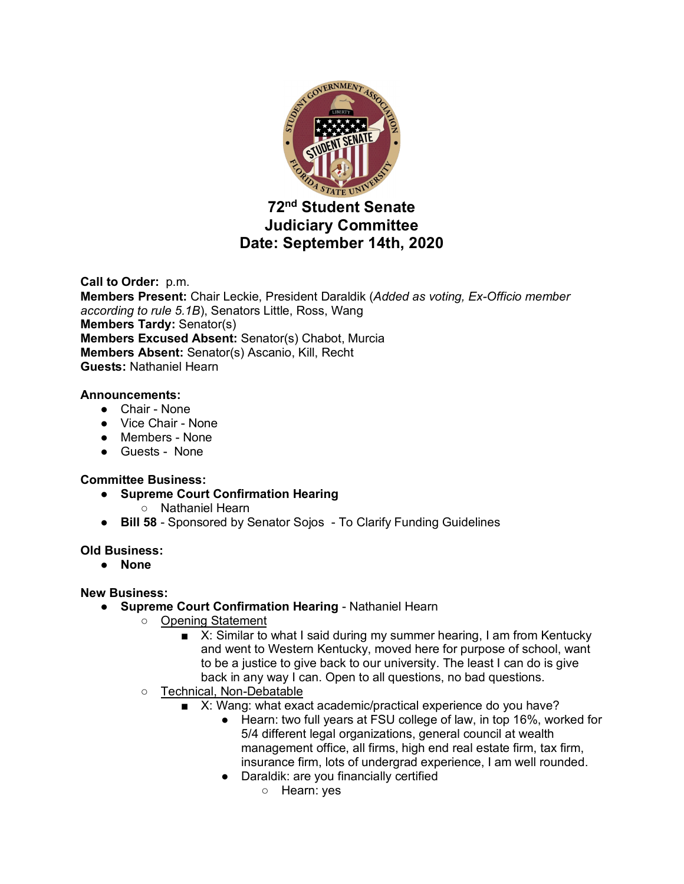# 72nd Student Senate
# Judiciary Committee
# Date: September 14th, 2020

**Call to Order:** p.m.
**Members Present:** Chair Leckie, President Daraldik (*Added as voting, Ex-Officio member according to rule 5.1B*), Senators Little, Ross, Wang
**Members Tardy:** Senator(s)
**Members Excused Absent:** Senator(s) Chabot, Murcia
**Members Absent:** Senator(s) Ascanio, Kill, Recht
**Guests:** Nathaniel Hearn

**Announcements:**

- Chair - None
- Vice Chair - None
- Members - None
- Guests - None

**Committee Business:**

- **Supreme Court Confirmation Hearing**
    - Nathaniel Hearn
- **Bill 58** - Sponsored by Senator Sojos - To Clarify Funding Guidelines

**Old Business:**

- **None**

**New Business:**

- **Supreme Court Confirmation Hearing** - Nathaniel Hearn
    - Opening Statement
        - X: Similar to what I said during my summer hearing, I am from Kentucky and went to Western Kentucky, moved here for purpose of school, want to be a justice to give back to our university. The least I can do is give back in any way I can. Open to all questions, no bad questions.
    - Technical, Non-Debatable
        - X: Wang: what exact academic/practical experience do you have?
            - Hearn: two full years at FSU college of law, in top 16%, worked for 5/4 different legal organizations, general council at wealth management office, all firms, high end real estate firm, tax firm, insurance firm, lots of undergrad experience, I am well rounded.
            - Daraldik: are you financially certified
                - Hearn: yes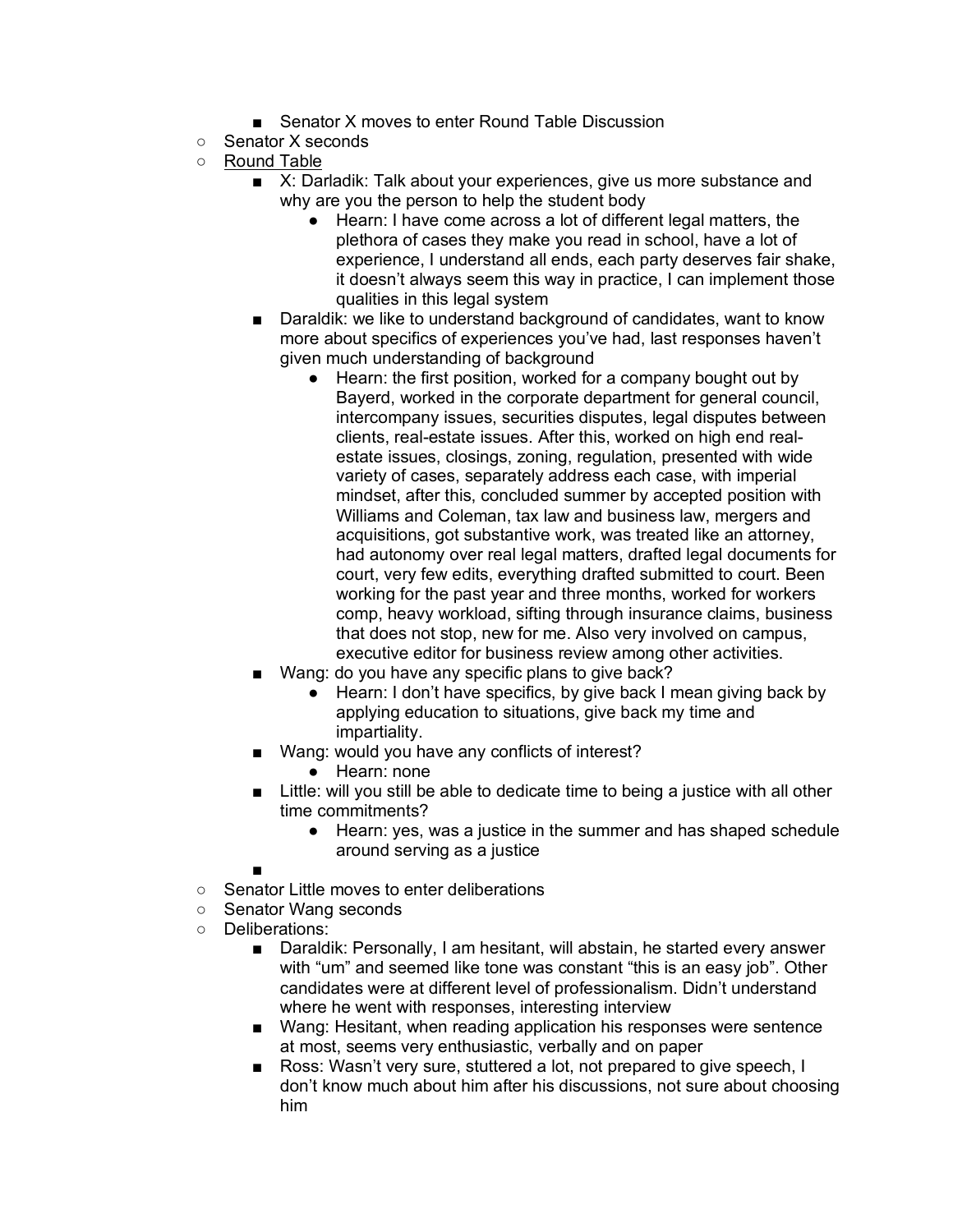- Senator X moves to enter Round Table Discussion
- Senator X seconds
- <u>Round Table</u>
    - X: Darladik: Talk about your experiences, give us more substance and why are you the person to help the student body
        - Hearn: I have come across a lot of different legal matters, the plethora of cases they make you read in school, have a lot of experience, I understand all ends, each party deserves fair shake, it doesn't always seem this way in practice, I can implement those qualities in this legal system
    - Daraldik: we like to understand background of candidates, want to know more about specifics of experiences you've had, last responses haven't given much understanding of background
        - Hearn: the first position, worked for a company bought out by Bayerd, worked in the corporate department for general council, intercompany issues, securities disputes, legal disputes between clients, real-estate issues. After this, worked on high end real-estate issues, closings, zoning, regulation, presented with wide variety of cases, separately address each case, with imperial mindset, after this, concluded summer by accepted position with Williams and Coleman, tax law and business law, mergers and acquisitions, got substantive work, was treated like an attorney, had autonomy over real legal matters, drafted legal documents for court, very few edits, everything drafted submitted to court. Been working for the past year and three months, worked for workers comp, heavy workload, sifting through insurance claims, business that does not stop, new for me. Also very involved on campus, executive editor for business review among other activities.
    - Wang: do you have any specific plans to give back?
        - Hearn: I don't have specifics, by give back I mean giving back by applying education to situations, give back my time and impartiality.
    - Wang: would you have any conflicts of interest?
        - Hearn: none
    - Little: will you still be able to dedicate time to being a justice with all other time commitments?
        - Hearn: yes, was a justice in the summer and has shaped schedule around serving as a justice
    - 
- Senator Little moves to enter deliberations
- Senator Wang seconds
- Deliberations:
    - Daraldik: Personally, I am hesitant, will abstain, he started every answer with "um" and seemed like tone was constant "this is an easy job". Other candidates were at different level of professionalism. Didn't understand where he went with responses, interesting interview
    - Wang: Hesitant, when reading application his responses were sentence at most, seems very enthusiastic, verbally and on paper
    - Ross: Wasn't very sure, stuttered a lot, not prepared to give speech, I don't know much about him after his discussions, not sure about choosing him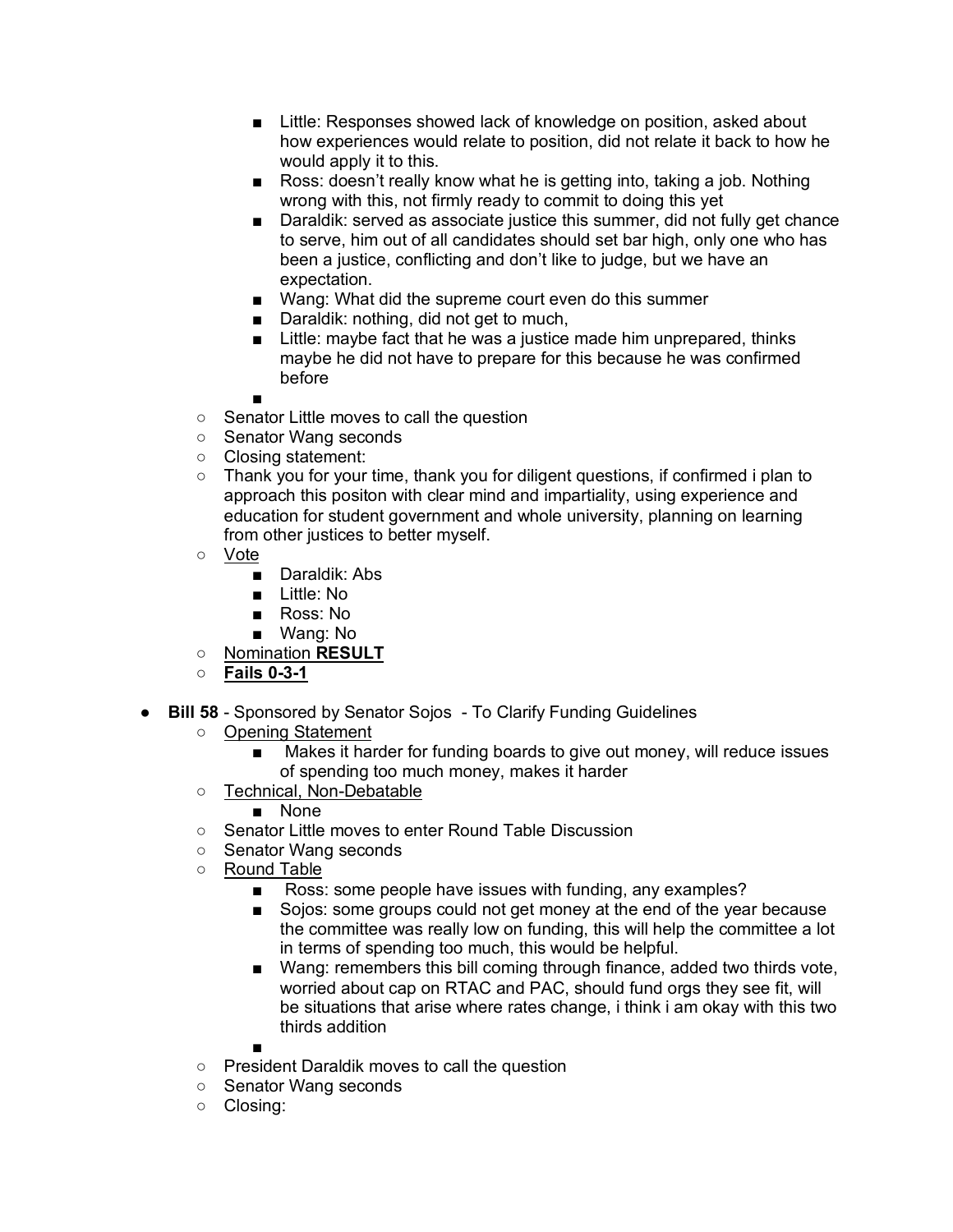- Little: Responses showed lack of knowledge on position, asked about how experiences would relate to position, did not relate it back to how he would apply it to this.
        - Ross: doesn't really know what he is getting into, taking a job. Nothing wrong with this, not firmly ready to commit to doing this yet
        - Daraldik: served as associate justice this summer, did not fully get chance to serve, him out of all candidates should set bar high, only one who has been a justice, conflicting and don't like to judge, but we have an expectation.
        - Wang: What did the supreme court even do this summer
        - Daraldik: nothing, did not get to much,
        - Little: maybe fact that he was a justice made him unprepared, thinks maybe he did not have to prepare for this because he was confirmed before
        -
    - Senator Little moves to call the question
    - Senator Wang seconds
    - Closing statement:
    - Thank you for your time, thank you for diligent questions, if confirmed i plan to approach this positon with clear mind and impartiality, using experience and education for student government and whole university, planning on learning from other justices to better myself.
    - <u>Vote</u>
        - Daraldik: Abs
        - Little: No
        - Ross: No
        - Wang: No
    - <u>Nomination **RESULT**</u>
    - <u>**Fails 0-3-1**</u>

- **Bill 58** - Sponsored by Senator Sojos - To Clarify Funding Guidelines
    - <u>Opening Statement</u>
        - Makes it harder for funding boards to give out money, will reduce issues of spending too much money, makes it harder
    - <u>Technical, Non-Debatable</u>
        - None
    - Senator Little moves to enter Round Table Discussion
    - Senator Wang seconds
    - <u>Round Table</u>
        - Ross: some people have issues with funding, any examples?
        - Sojos: some groups could not get money at the end of the year because the committee was really low on funding, this will help the committee a lot in terms of spending too much, this would be helpful.
        - Wang: remembers this bill coming through finance, added two thirds vote, worried about cap on RTAC and PAC, should fund orgs they see fit, will be situations that arise where rates change, i think i am okay with this two thirds addition
        -
    - President Daraldik moves to call the question
    - Senator Wang seconds
    - Closing: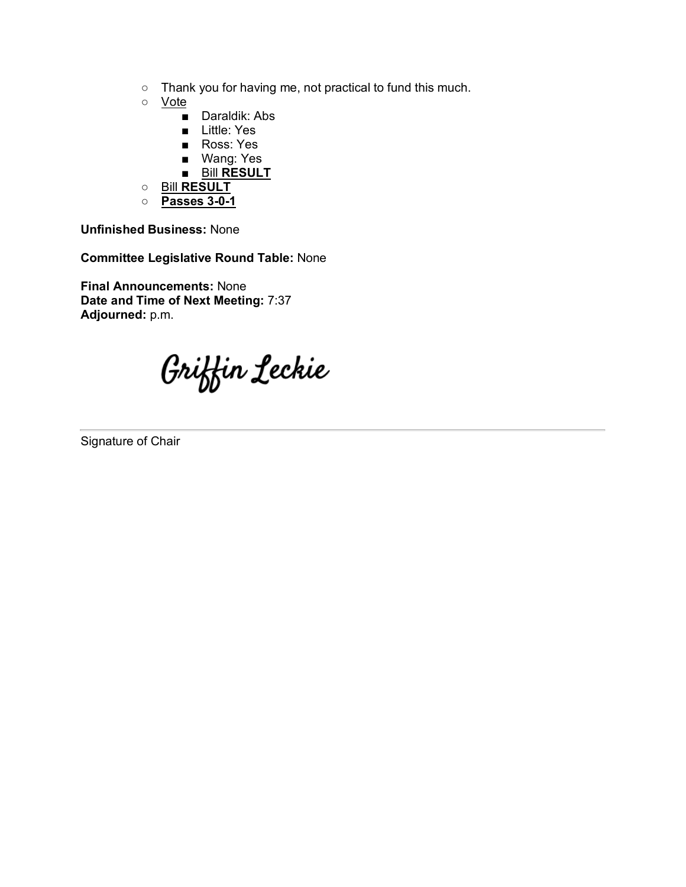- Thank you for having me, not practical to fund this much.
- Vote
    - Daraldik: Abs
    - Little: Yes
    - Ross: Yes
    - Wang: Yes
    - Bill **RESULT**
- Bill **RESULT**
- **Passes 3-0-1**

**Unfinished Business:** None

**Committee Legislative Round Table:** None

**Final Announcements:** None
**Date and Time of Next Meeting:** 7:37
**Adjourned:** p.m.

Griffin Leckie

---

Signature of Chair